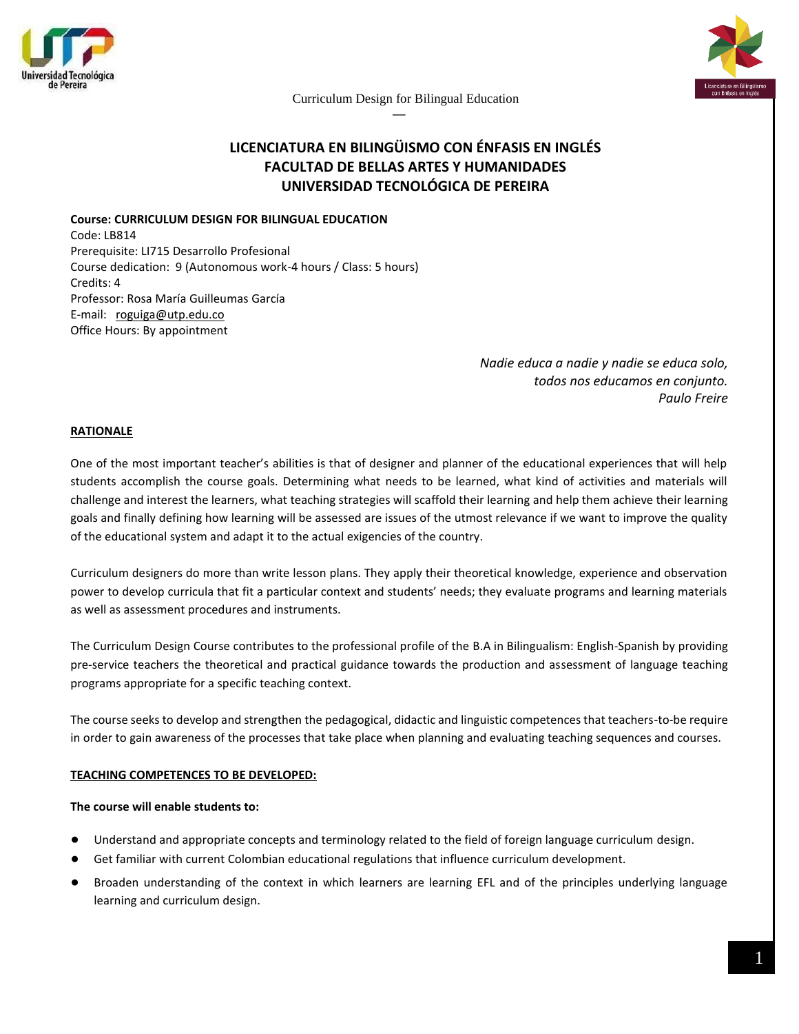# LICENCIATURA EN BILINGÜISMO CON ÉNFASIS EN INGLÉS
# FACULTAD DE BELLAS ARTES Y HUMANIDADES
# UNIVERSIDAD TECNOLÓGICA DE PEREIRA

**Course: CURRICULUM DESIGN FOR BILINGUAL EDUCATION**
Code: LB814
Prerequisite: LI715 Desarrollo Profesional
Course dedication: 9 (Autonomous work-4 hours / Class: 5 hours)
Credits: 4
Professor: Rosa María Guilleumas García
E-mail: roguiga@utp.edu.co
Office Hours: By appointment

*Nadie educa a nadie y nadie se educa solo,*
*todos nos educamos en conjunto.*
*Paulo Freire*

## RATIONALE

One of the most important teacher's abilities is that of designer and planner of the educational experiences that will help students accomplish the course goals. Determining what needs to be learned, what kind of activities and materials will challenge and interest the learners, what teaching strategies will scaffold their learning and help them achieve their learning goals and finally defining how learning will be assessed are issues of the utmost relevance if we want to improve the quality of the educational system and adapt it to the actual exigencies of the country.

Curriculum designers do more than write lesson plans. They apply their theoretical knowledge, experience and observation power to develop curricula that fit a particular context and students' needs; they evaluate programs and learning materials as well as assessment procedures and instruments.

The Curriculum Design Course contributes to the professional profile of the B.A in Bilingualism: English-Spanish by providing pre-service teachers the theoretical and practical guidance towards the production and assessment of language teaching programs appropriate for a specific teaching context.

The course seeks to develop and strengthen the pedagogical, didactic and linguistic competences that teachers-to-be require in order to gain awareness of the processes that take place when planning and evaluating teaching sequences and courses.

## TEACHING COMPETENCES TO BE DEVELOPED:

**The course will enable students to:**

- Understand and appropriate concepts and terminology related to the field of foreign language curriculum design.
- Get familiar with current Colombian educational regulations that influence curriculum development.
- Broaden understanding of the context in which learners are learning EFL and of the principles underlying language learning and curriculum design.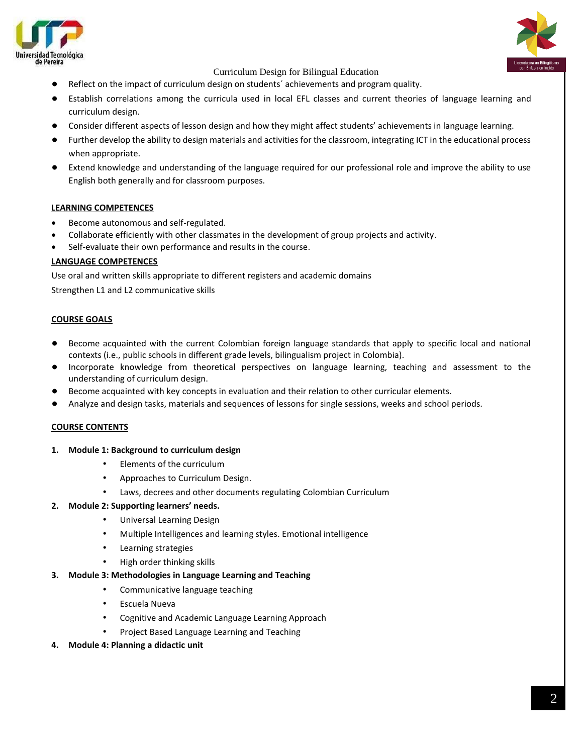- Reflect on the impact of curriculum design on students´ achievements and program quality.
- Establish correlations among the curricula used in local EFL classes and current theories of language learning and curriculum design.
- Consider different aspects of lesson design and how they might affect students' achievements in language learning.
- Further develop the ability to design materials and activities for the classroom, integrating ICT in the educational process when appropriate.
- Extend knowledge and understanding of the language required for our professional role and improve the ability to use English both generally and for classroom purposes.

## LEARNING COMPETENCES

- Become autonomous and self-regulated.
- Collaborate efficiently with other classmates in the development of group projects and activity.
- Self-evaluate their own performance and results in the course.

## LANGUAGE COMPETENCES

Use oral and written skills appropriate to different registers and academic domains

Strengthen L1 and L2 communicative skills

## COURSE GOALS

- Become acquainted with the current Colombian foreign language standards that apply to specific local and national contexts (i.e., public schools in different grade levels, bilingualism project in Colombia).
- Incorporate knowledge from theoretical perspectives on language learning, teaching and assessment to the understanding of curriculum design.
- Become acquainted with key concepts in evaluation and their relation to other curricular elements.
- Analyze and design tasks, materials and sequences of lessons for single sessions, weeks and school periods.

## COURSE CONTENTS

1. **Module 1: Background to curriculum design**
   - Elements of the curriculum
   - Approaches to Curriculum Design.
   - Laws, decrees and other documents regulating Colombian Curriculum
2. **Module 2: Supporting learners' needs.**
   - Universal Learning Design
   - Multiple Intelligences and learning styles. Emotional intelligence
   - Learning strategies
   - High order thinking skills
3. **Module 3: Methodologies in Language Learning and Teaching**
   - Communicative language teaching
   - Escuela Nueva
   - Cognitive and Academic Language Learning Approach
   - Project Based Language Learning and Teaching
4. **Module 4: Planning a didactic unit**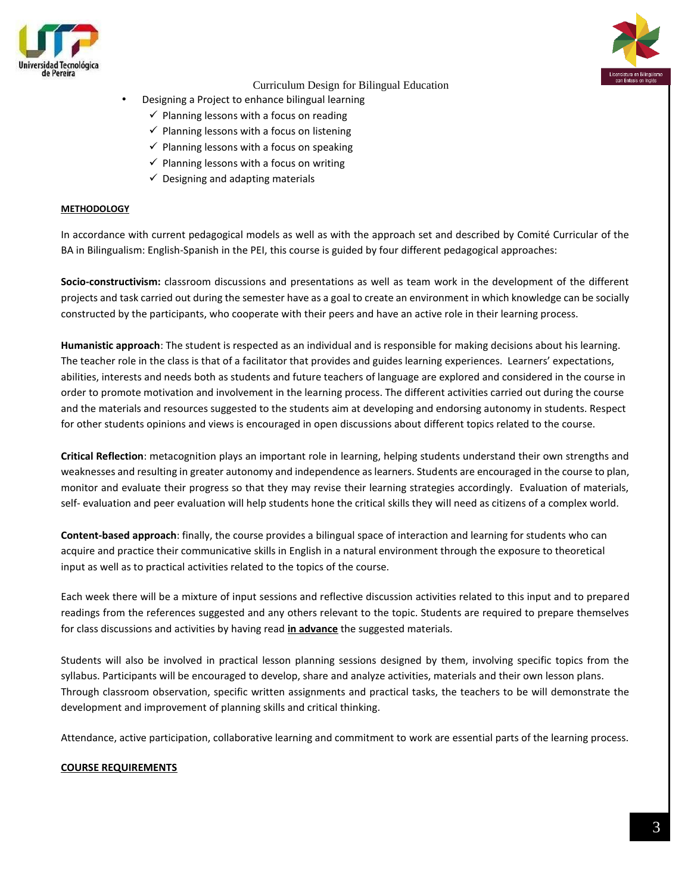- Designing a Project to enhance bilingual learning
  - ✓ Planning lessons with a focus on reading
  - ✓ Planning lessons with a focus on listening
  - ✓ Planning lessons with a focus on speaking
  - ✓ Planning lessons with a focus on writing
  - ✓ Designing and adapting materials

**METHODOLOGY**

In accordance with current pedagogical models as well as with the approach set and described by Comité Curricular of the BA in Bilingualism: English-Spanish in the PEI, this course is guided by four different pedagogical approaches:

**Socio-constructivism:** classroom discussions and presentations as well as team work in the development of the different projects and task carried out during the semester have as a goal to create an environment in which knowledge can be socially constructed by the participants, who cooperate with their peers and have an active role in their learning process.

**Humanistic approach**: The student is respected as an individual and is responsible for making decisions about his learning. The teacher role in the class is that of a facilitator that provides and guides learning experiences. Learners' expectations, abilities, interests and needs both as students and future teachers of language are explored and considered in the course in order to promote motivation and involvement in the learning process. The different activities carried out during the course and the materials and resources suggested to the students aim at developing and endorsing autonomy in students. Respect for other students opinions and views is encouraged in open discussions about different topics related to the course.

**Critical Reflection**: metacognition plays an important role in learning, helping students understand their own strengths and weaknesses and resulting in greater autonomy and independence as learners. Students are encouraged in the course to plan, monitor and evaluate their progress so that they may revise their learning strategies accordingly. Evaluation of materials, self- evaluation and peer evaluation will help students hone the critical skills they will need as citizens of a complex world.

**Content-based approach**: finally, the course provides a bilingual space of interaction and learning for students who can acquire and practice their communicative skills in English in a natural environment through the exposure to theoretical input as well as to practical activities related to the topics of the course.

Each week there will be a mixture of input sessions and reflective discussion activities related to this input and to prepared readings from the references suggested and any others relevant to the topic. Students are required to prepare themselves for class discussions and activities by having read **in advance** the suggested materials.

Students will also be involved in practical lesson planning sessions designed by them, involving specific topics from the syllabus. Participants will be encouraged to develop, share and analyze activities, materials and their own lesson plans. Through classroom observation, specific written assignments and practical tasks, the teachers to be will demonstrate the development and improvement of planning skills and critical thinking.

Attendance, active participation, collaborative learning and commitment to work are essential parts of the learning process.

**COURSE REQUIREMENTS**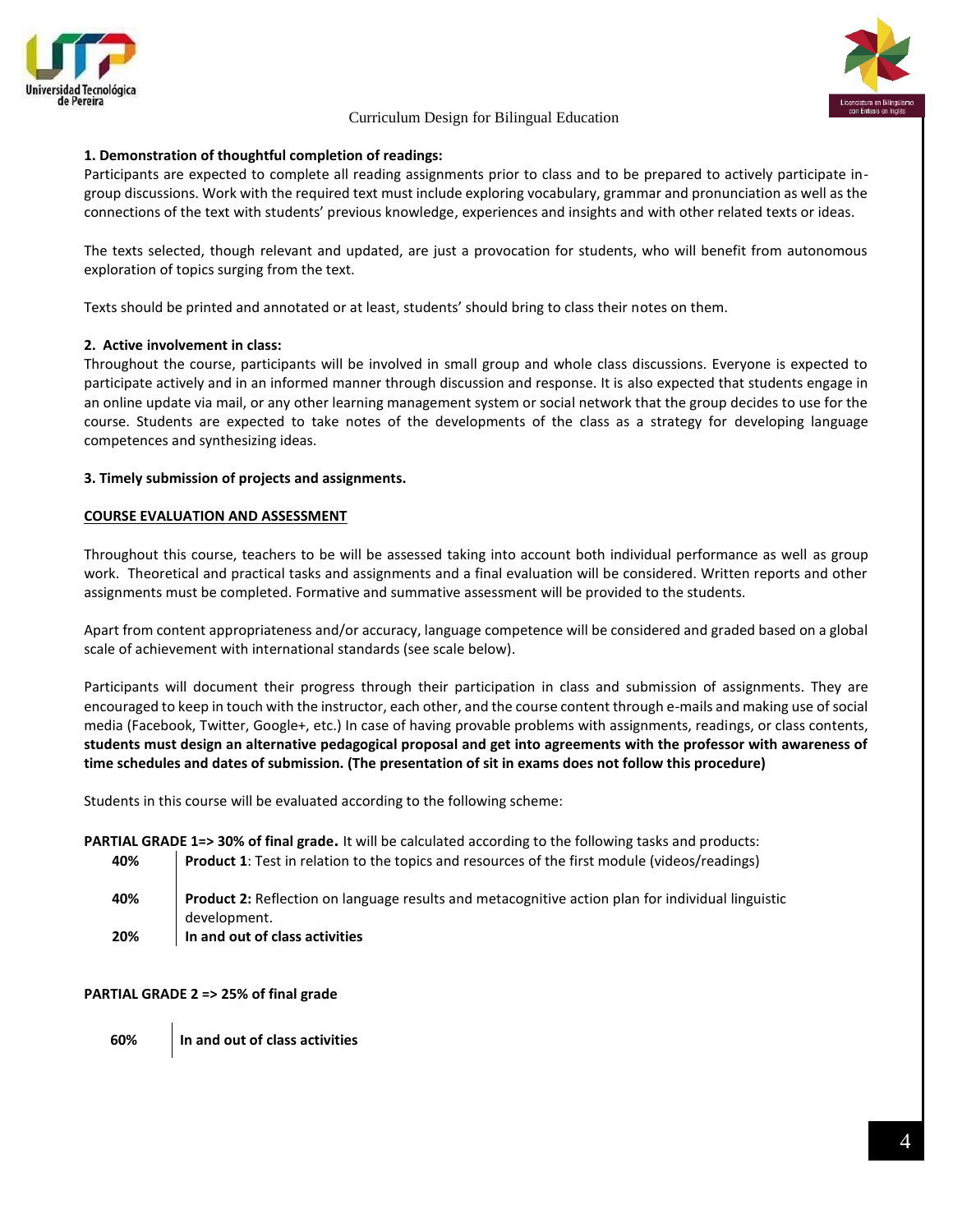**1. Demonstration of thoughtful completion of readings:**
Participants are expected to complete all reading assignments prior to class and to be prepared to actively participate in-group discussions. Work with the required text must include exploring vocabulary, grammar and pronunciation as well as the connections of the text with students' previous knowledge, experiences and insights and with other related texts or ideas.

The texts selected, though relevant and updated, are just a provocation for students, who will benefit from autonomous exploration of topics surging from the text.

Texts should be printed and annotated or at least, students' should bring to class their notes on them.

**2. Active involvement in class:**
Throughout the course, participants will be involved in small group and whole class discussions. Everyone is expected to participate actively and in an informed manner through discussion and response. It is also expected that students engage in an online update via mail, or any other learning management system or social network that the group decides to use for the course. Students are expected to take notes of the developments of the class as a strategy for developing language competences and synthesizing ideas.

**3. Timely submission of projects and assignments.**

**COURSE EVALUATION AND ASSESSMENT**

Throughout this course, teachers to be will be assessed taking into account both individual performance as well as group work. Theoretical and practical tasks and assignments and a final evaluation will be considered. Written reports and other assignments must be completed. Formative and summative assessment will be provided to the students.

Apart from content appropriateness and/or accuracy, language competence will be considered and graded based on a global scale of achievement with international standards (see scale below).

Participants will document their progress through their participation in class and submission of assignments. They are encouraged to keep in touch with the instructor, each other, and the course content through e-mails and making use of social media (Facebook, Twitter, Google+, etc.) In case of having provable problems with assignments, readings, or class contents, **students must design an alternative pedagogical proposal and get into agreements with the professor with awareness of time schedules and dates of submission. (The presentation of sit in exams does not follow this procedure)**

Students in this course will be evaluated according to the following scheme:

**PARTIAL GRADE 1=> 30% of final grade.** It will be calculated according to the following tasks and products:

| | |
|---|---|
| **40%** | **Product 1**: Test in relation to the topics and resources of the first module (videos/readings) |
| **40%** | **Product 2:** Reflection on language results and metacognitive action plan for individual linguistic development. |
| **20%** | **In and out of class activities** |

**PARTIAL GRADE 2 => 25% of final grade**

| | |
|---|---|
| **60%** | **In and out of class activities** |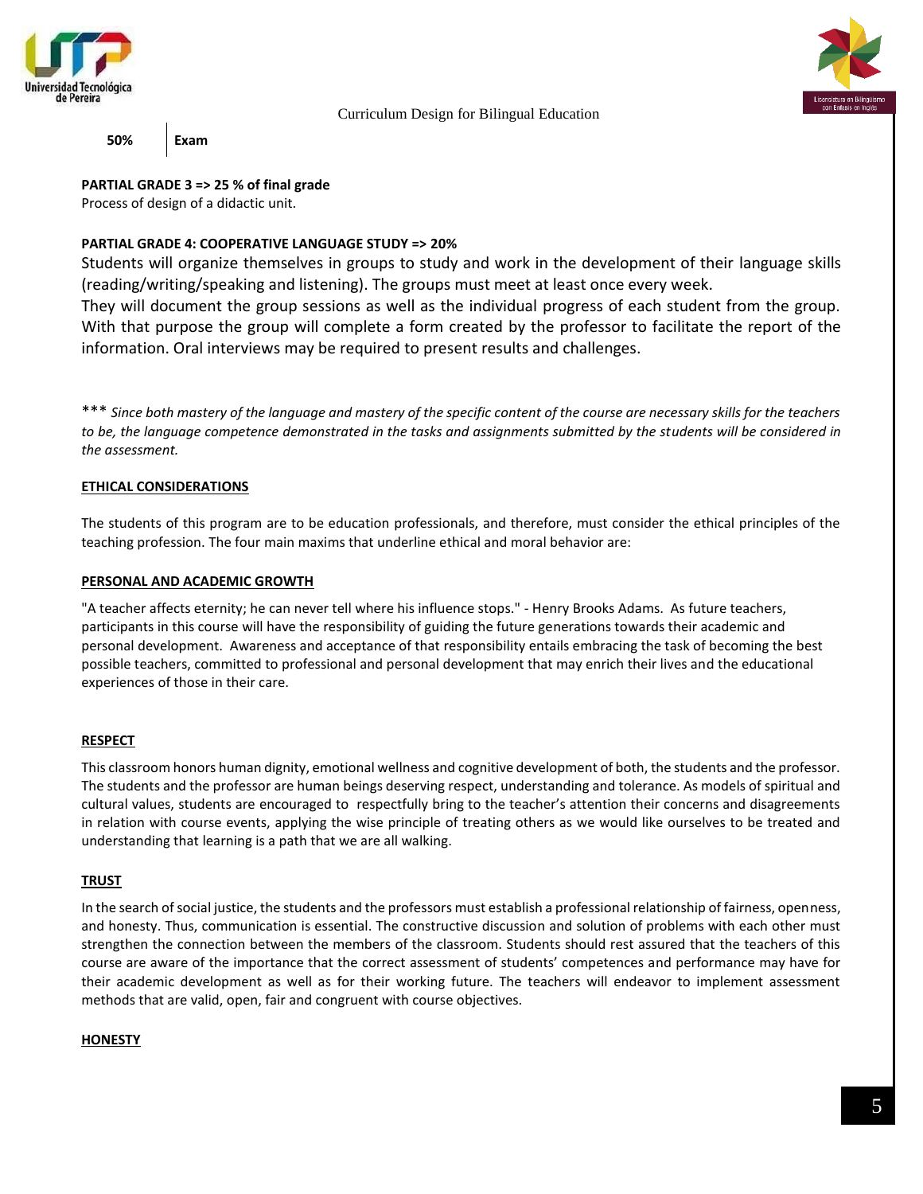| 50% | Exam |
|---|---|

**PARTIAL GRADE 3 => 25 % of final grade**
Process of design of a didactic unit.

**PARTIAL GRADE 4: COOPERATIVE LANGUAGE STUDY => 20%**
Students will organize themselves in groups to study and work in the development of their language skills (reading/writing/speaking and listening). The groups must meet at least once every week.
They will document the group sessions as well as the individual progress of each student from the group. With that purpose the group will complete a form created by the professor to facilitate the report of the information. Oral interviews may be required to present results and challenges.

*** *Since both mastery of the language and mastery of the specific content of the course are necessary skills for the teachers to be, the language competence demonstrated in the tasks and assignments submitted by the students will be considered in the assessment.*

## ETHICAL CONSIDERATIONS

The students of this program are to be education professionals, and therefore, must consider the ethical principles of the teaching profession. The four main maxims that underline ethical and moral behavior are:

### PERSONAL AND ACADEMIC GROWTH

"A teacher affects eternity; he can never tell where his influence stops." - Henry Brooks Adams. As future teachers, participants in this course will have the responsibility of guiding the future generations towards their academic and personal development. Awareness and acceptance of that responsibility entails embracing the task of becoming the best possible teachers, committed to professional and personal development that may enrich their lives and the educational experiences of those in their care.

### RESPECT

This classroom honors human dignity, emotional wellness and cognitive development of both, the students and the professor. The students and the professor are human beings deserving respect, understanding and tolerance. As models of spiritual and cultural values, students are encouraged to respectfully bring to the teacher's attention their concerns and disagreements in relation with course events, applying the wise principle of treating others as we would like ourselves to be treated and understanding that learning is a path that we are all walking.

### TRUST

In the search of social justice, the students and the professors must establish a professional relationship of fairness, openness, and honesty. Thus, communication is essential. The constructive discussion and solution of problems with each other must strengthen the connection between the members of the classroom. Students should rest assured that the teachers of this course are aware of the importance that the correct assessment of students' competences and performance may have for their academic development as well as for their working future. The teachers will endeavor to implement assessment methods that are valid, open, fair and congruent with course objectives.

### HONESTY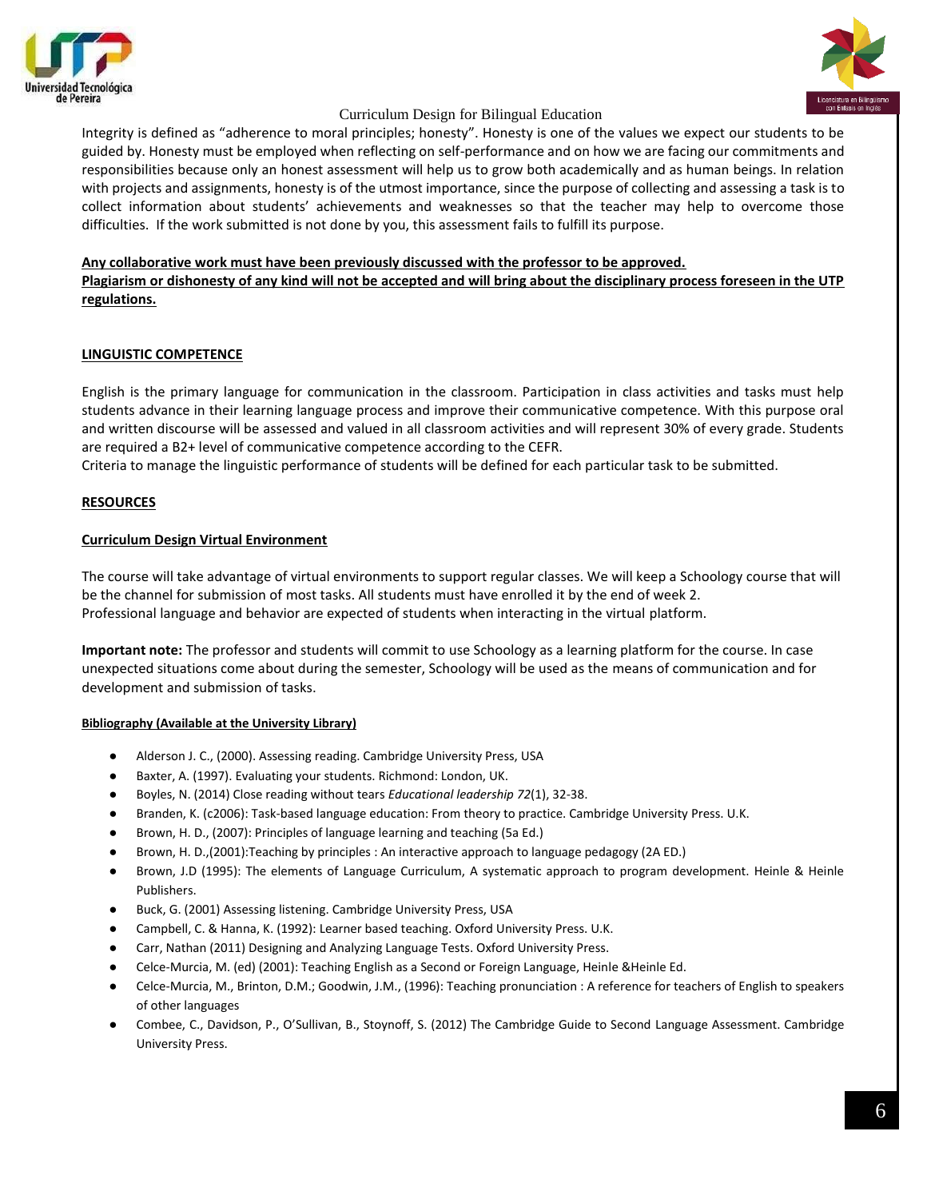Integrity is defined as "adherence to moral principles; honesty". Honesty is one of the values we expect our students to be guided by. Honesty must be employed when reflecting on self-performance and on how we are facing our commitments and responsibilities because only an honest assessment will help us to grow both academically and as human beings. In relation with projects and assignments, honesty is of the utmost importance, since the purpose of collecting and assessing a task is to collect information about students' achievements and weaknesses so that the teacher may help to overcome those difficulties. If the work submitted is not done by you, this assessment fails to fulfill its purpose.

**Any collaborative work must have been previously discussed with the professor to be approved.**
**Plagiarism or dishonesty of any kind will not be accepted and will bring about the disciplinary process foreseen in the UTP regulations.**

## LINGUISTIC COMPETENCE

English is the primary language for communication in the classroom. Participation in class activities and tasks must help students advance in their learning language process and improve their communicative competence. With this purpose oral and written discourse will be assessed and valued in all classroom activities and will represent 30% of every grade. Students are required a B2+ level of communicative competence according to the CEFR.
Criteria to manage the linguistic performance of students will be defined for each particular task to be submitted.

## RESOURCES

### Curriculum Design Virtual Environment

The course will take advantage of virtual environments to support regular classes. We will keep a Schoology course that will be the channel for submission of most tasks. All students must have enrolled it by the end of week 2.
Professional language and behavior are expected of students when interacting in the virtual platform.

**Important note:** The professor and students will commit to use Schoology as a learning platform for the course. In case unexpected situations come about during the semester, Schoology will be used as the means of communication and for development and submission of tasks.

#### Bibliography (Available at the University Library)

- Alderson J. C., (2000). Assessing reading. Cambridge University Press, USA
- Baxter, A. (1997). Evaluating your students. Richmond: London, UK.
- Boyles, N. (2014) Close reading without tears *Educational leadership 72*(1), 32-38.
- Branden, K. (c2006): Task-based language education: From theory to practice. Cambridge University Press. U.K.
- Brown, H. D., (2007): Principles of language learning and teaching (5a Ed.)
- Brown, H. D.,(2001):Teaching by principles : An interactive approach to language pedagogy (2A ED.)
- Brown, J.D (1995): The elements of Language Curriculum, A systematic approach to program development. Heinle & Heinle Publishers.
- Buck, G. (2001) Assessing listening. Cambridge University Press, USA
- Campbell, C. & Hanna, K. (1992): Learner based teaching. Oxford University Press. U.K.
- Carr, Nathan (2011) Designing and Analyzing Language Tests. Oxford University Press.
- Celce-Murcia, M. (ed) (2001): Teaching English as a Second or Foreign Language, Heinle &Heinle Ed.
- Celce-Murcia, M., Brinton, D.M.; Goodwin, J.M., (1996): Teaching pronunciation : A reference for teachers of English to speakers of other languages
- Combee, C., Davidson, P., O'Sullivan, B., Stoynoff, S. (2012) The Cambridge Guide to Second Language Assessment. Cambridge University Press.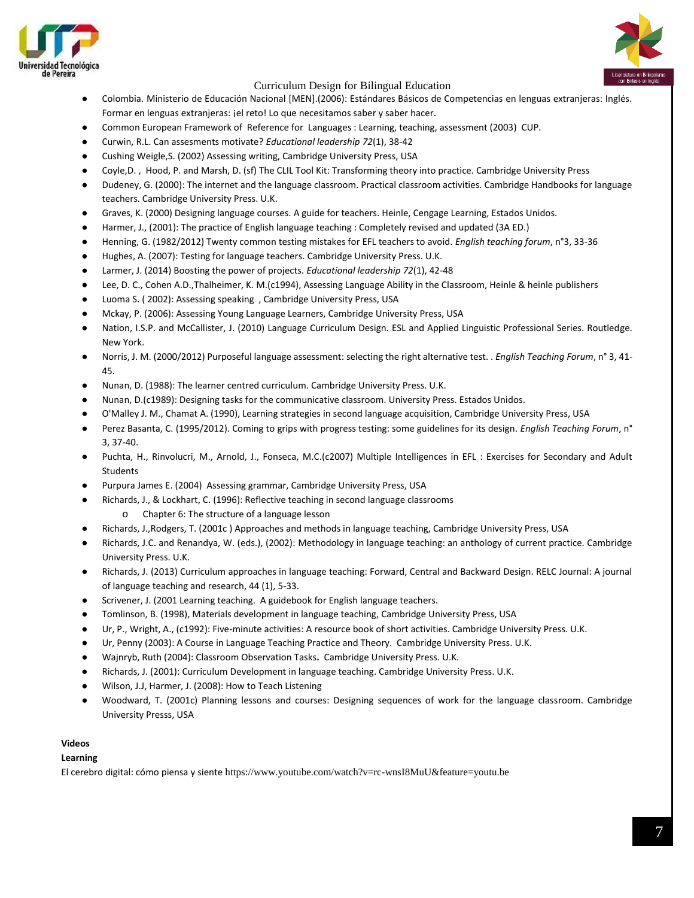- Colombia. Ministerio de Educación Nacional [MEN].(2006): Estándares Básicos de Competencias en lenguas extranjeras: Inglés. Formar en lenguas extranjeras: ¡el reto! Lo que necesitamos saber y saber hacer.
- Common European Framework of Reference for Languages : Learning, teaching, assessment (2003) CUP.
- Curwin, R.L. Can assesments motivate? *Educational leadership 72*(1), 38-42
- Cushing Weigle,S. (2002) Assessing writing, Cambridge University Press, USA
- Coyle,D. , Hood, P. and Marsh, D. (sf) The CLIL Tool Kit: Transforming theory into practice. Cambridge University Press
- Dudeney, G. (2000): The internet and the language classroom. Practical classroom activities. Cambridge Handbooks for language teachers. Cambridge University Press. U.K.
- Graves, K. (2000) Designing language courses. A guide for teachers. Heinle, Cengage Learning, Estados Unidos.
- Harmer, J., (2001): The practice of English language teaching : Completely revised and updated (3A ED.)
- Henning, G. (1982/2012) Twenty common testing mistakes for EFL teachers to avoid. *English teaching forum*, n°3, 33-36
- Hughes, A. (2007): Testing for language teachers. Cambridge University Press. U.K.
- Larmer, J. (2014) Boosting the power of projects. *Educational leadership 72*(1), 42-48
- Lee, D. C., Cohen A.D.,Thalheimer, K. M.(c1994), Assessing Language Ability in the Classroom, Heinle & heinle publishers
- Luoma S. ( 2002): Assessing speaking , Cambridge University Press, USA
- Mckay, P. (2006): Assessing Young Language Learners, Cambridge University Press, USA
- Nation, I.S.P. and McCallister, J. (2010) Language Curriculum Design. ESL and Applied Linguistic Professional Series. Routledge. New York.
- Norris, J. M. (2000/2012) Purposeful language assessment: selecting the right alternative test. . *English Teaching Forum*, n° 3, 41-45.
- Nunan, D. (1988): The learner centred curriculum. Cambridge University Press. U.K.
- Nunan, D.(c1989): Designing tasks for the communicative classroom. University Press. Estados Unidos.
- O'Malley J. M., Chamat A. (1990), Learning strategies in second language acquisition, Cambridge University Press, USA
- Perez Basanta, C. (1995/2012). Coming to grips with progress testing: some guidelines for its design. *English Teaching Forum*, n° 3, 37-40.
- Puchta, H., Rinvolucri, M., Arnold, J., Fonseca, M.C.(c2007) Multiple Intelligences in EFL : Exercises for Secondary and Adult Students
- Purpura James E. (2004) Assessing grammar, Cambridge University Press, USA
- Richards, J., & Lockhart, C. (1996): Reflective teaching in second language classrooms
  - Chapter 6: The structure of a language lesson
- Richards, J.,Rodgers, T. (2001c ) Approaches and methods in language teaching, Cambridge University Press, USA
- Richards, J.C. and Renandya, W. (eds.), (2002): Methodology in language teaching: an anthology of current practice. Cambridge University Press. U.K.
- Richards, J. (2013) Curriculum approaches in language teaching: Forward, Central and Backward Design. RELC Journal: A journal of language teaching and research, 44 (1), 5-33.
- Scrivener, J. (2001 Learning teaching. A guidebook for English language teachers.
- Tomlinson, B. (1998), Materials development in language teaching, Cambridge University Press, USA
- Ur, P., Wright, A., (c1992): Five-minute activities: A resource book of short activities. Cambridge University Press. U.K.
- Ur, Penny (2003): A Course in Language Teaching Practice and Theory. Cambridge University Press. U.K.
- Wajnryb, Ruth (2004): Classroom Observation Tasks**.** Cambridge University Press. U.K.
- Richards, J. (2001): Curriculum Development in language teaching. Cambridge University Press. U.K.
- Wilson, J.J, Harmer, J. (2008): How to Teach Listening
- Woodward, T. (2001c) Planning lessons and courses: Designing sequences of work for the language classroom. Cambridge University Presss, USA

**Videos**

**Learning**

El cerebro digital: cómo piensa y siente https://www.youtube.com/watch?v=rc-wnsI8MuU&feature=youtu.be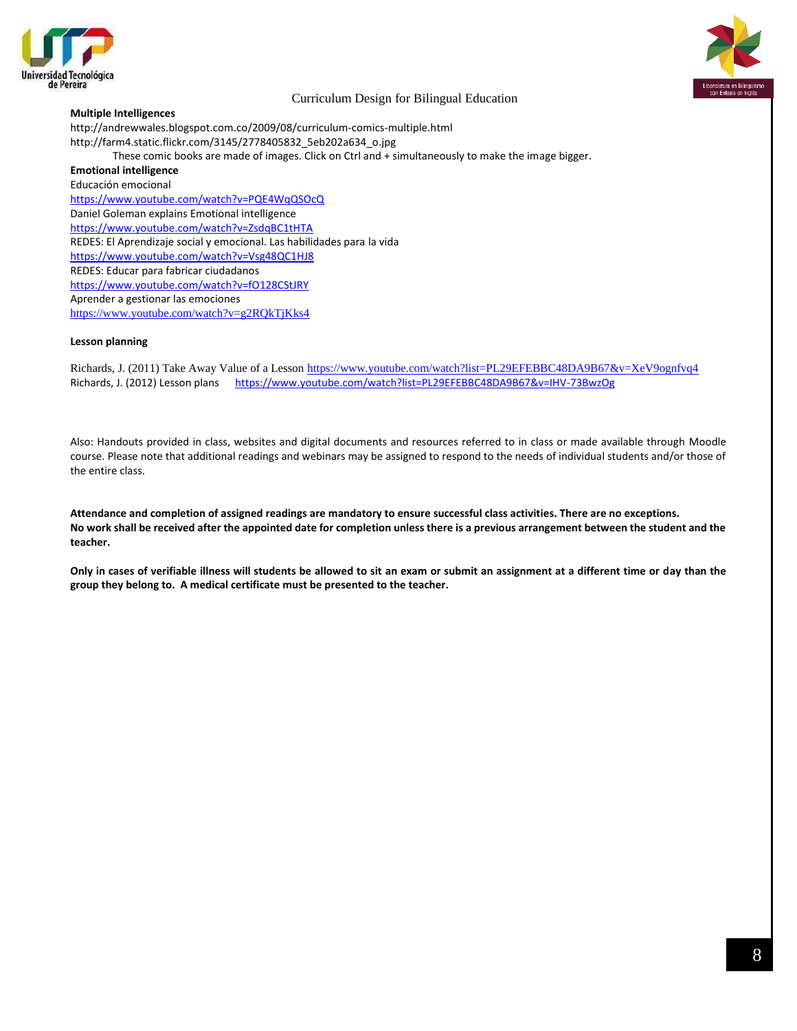**Multiple Intelligences**

http://andrewwales.blogspot.com.co/2009/08/curriculum-comics-multiple.html
http://farm4.static.flickr.com/3145/2778405832_5eb202a634_o.jpg
These comic books are made of images. Click on Ctrl and + simultaneously to make the image bigger.

**Emotional intelligence**

Educación emocional
https://www.youtube.com/watch?v=PQE4WqQSOcQ
Daniel Goleman explains Emotional intelligence
https://www.youtube.com/watch?v=ZsdqBC1tHTA
REDES: El Aprendizaje social y emocional. Las habilidades para la vida
https://www.youtube.com/watch?v=Vsg48QC1HJ8
REDES: Educar para fabricar ciudadanos
https://www.youtube.com/watch?v=fO128CStJRY
Aprender a gestionar las emociones
https://www.youtube.com/watch?v=g2RQkTjKks4

**Lesson planning**

Richards, J. (2011) Take Away Value of a Lesson https://www.youtube.com/watch?list=PL29EFEBBC48DA9B67&v=XeV9ognfvq4
Richards, J. (2012) Lesson plans https://www.youtube.com/watch?list=PL29EFEBBC48DA9B67&v=IHV-73BwzOg

Also: Handouts provided in class, websites and digital documents and resources referred to in class or made available through Moodle course. Please note that additional readings and webinars may be assigned to respond to the needs of individual students and/or those of the entire class.

**Attendance and completion of assigned readings are mandatory to ensure successful class activities. There are no exceptions.**
**No work shall be received after the appointed date for completion unless there is a previous arrangement between the student and the teacher.**

**Only in cases of verifiable illness will students be allowed to sit an exam or submit an assignment at a different time or day than the group they belong to. A medical certificate must be presented to the teacher.**